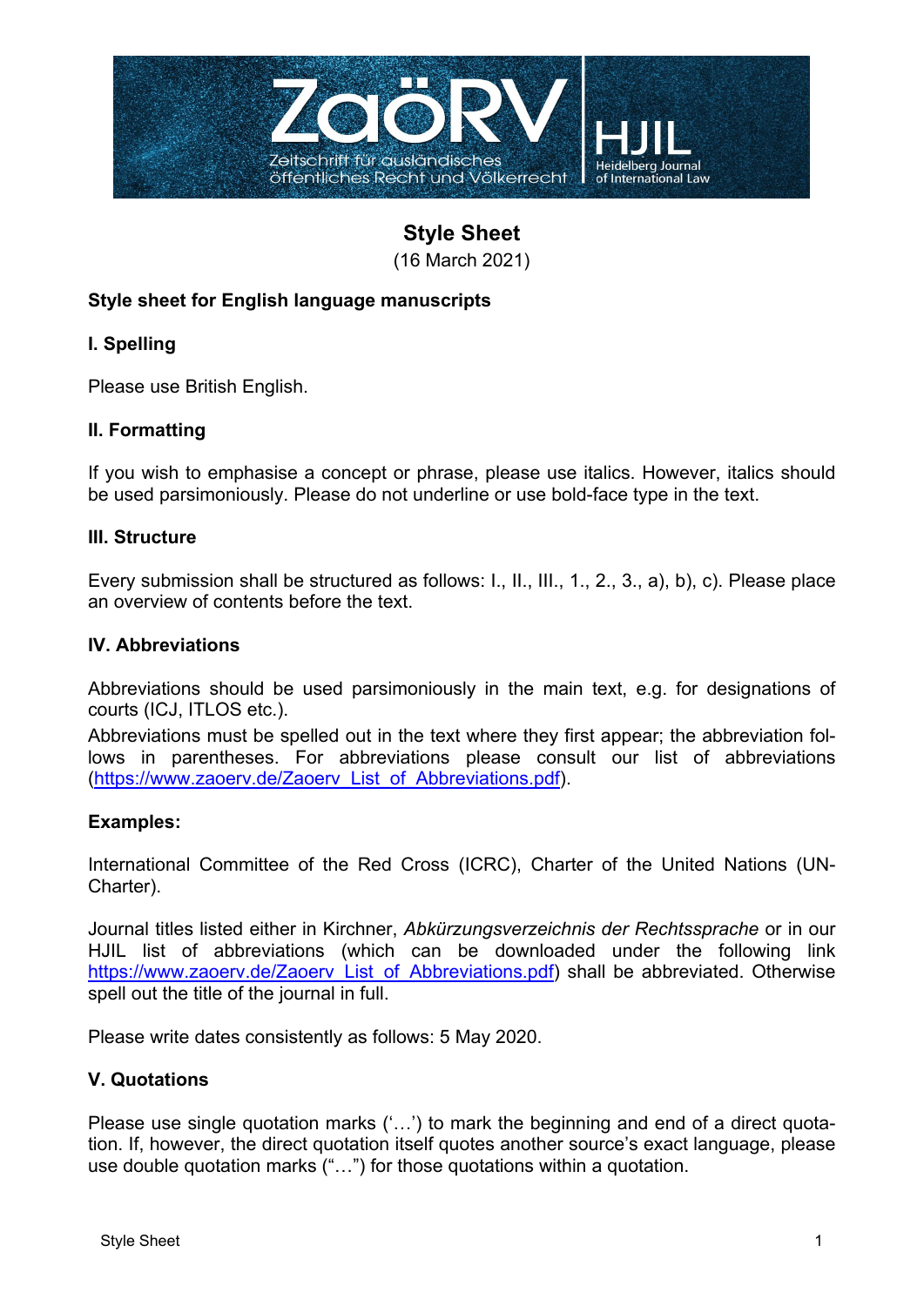# Style Sheet

(16 March 2021)

## Style sheet for English language manuscripts

### I. Spelling

Please use British English.

### II. Formatting

If you wish to emphasise a concept or phrase, please use italics. However, italics should be used parsimoniously. Please do not underline or use bold-face type in the text.

### III. Structure

Every submission shall be structured as follows: I., II., III., 1., 2., 3., a), b), c). Please place an overview of contents before the text.

### IV. Abbreviations

Abbreviations should be used parsimoniously in the main text, e.g. for designations of courts (ICJ, ITLOS etc.).

Abbreviations must be spelled out in the text where they first appear; the abbreviation follows in parentheses. For abbreviations please consult our list of abbreviations (https://www.zaoerv.de/Zaoerv_List_of_Abbreviations.pdf).

**Examples:**

International Committee of the Red Cross (ICRC), Charter of the United Nations (UN-Charter).

Journal titles listed either in Kirchner, *Abkürzungsverzeichnis der Rechtssprache* or in our HJIL list of abbreviations (which can be downloaded under the following link https://www.zaoerv.de/Zaoerv_List_of_Abbreviations.pdf) shall be abbreviated. Otherwise spell out the title of the journal in full.

Please write dates consistently as follows: 5 May 2020.

### V. Quotations

Please use single quotation marks ('…') to mark the beginning and end of a direct quotation. If, however, the direct quotation itself quotes another source's exact language, please use double quotation marks ("…") for those quotations within a quotation.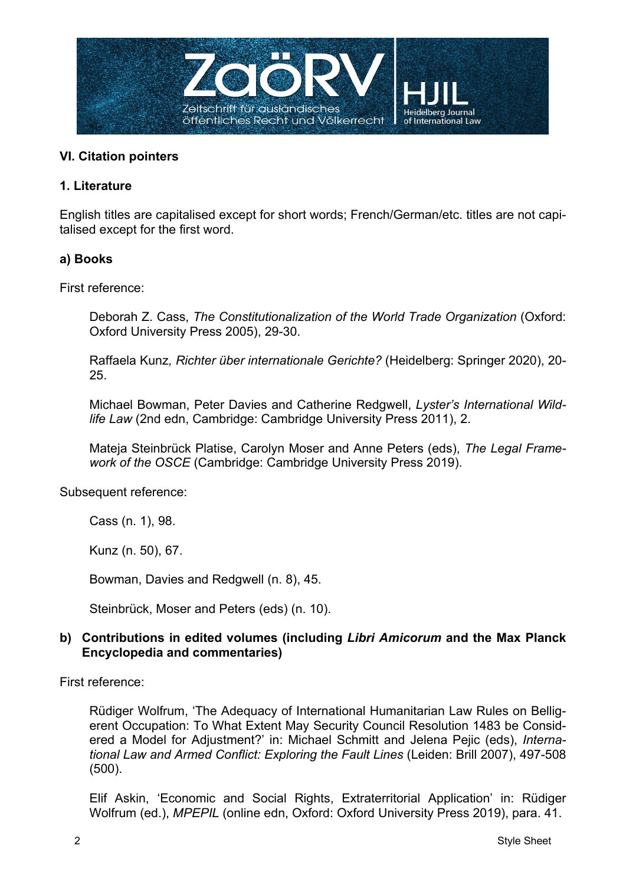### VI. Citation pointers

#### 1. Literature

English titles are capitalised except for short words; French/German/etc. titles are not capitalised except for the first word.

##### a) Books

First reference:

> Deborah Z. Cass, *The Constitutionalization of the World Trade Organization* (Oxford: Oxford University Press 2005), 29-30.
>
> Raffaela Kunz*, Richter über internationale Gerichte?* (Heidelberg: Springer 2020), 20-25.
>
> Michael Bowman, Peter Davies and Catherine Redgwell, *Lyster's International Wildlife Law* (2nd edn, Cambridge: Cambridge University Press 2011), 2.
>
> Mateja Steinbrück Platise, Carolyn Moser and Anne Peters (eds), *The Legal Framework of the OSCE* (Cambridge: Cambridge University Press 2019).

Subsequent reference:

> Cass (n. 1), 98.
>
> Kunz (n. 50), 67.
>
> Bowman, Davies and Redgwell (n. 8), 45.
>
> Steinbrück, Moser and Peters (eds) (n. 10).

##### b) Contributions in edited volumes (including *Libri Amicorum* and the Max Planck Encyclopedia and commentaries)

First reference:

> Rüdiger Wolfrum, 'The Adequacy of International Humanitarian Law Rules on Belligerent Occupation: To What Extent May Security Council Resolution 1483 be Considered a Model for Adjustment?' in: Michael Schmitt and Jelena Pejic (eds), *International Law and Armed Conflict: Exploring the Fault Lines* (Leiden: Brill 2007), 497-508 (500).
>
> Elif Askin, 'Economic and Social Rights, Extraterritorial Application' in: Rüdiger Wolfrum (ed.), *MPEPIL* (online edn, Oxford: Oxford University Press 2019), para. 41.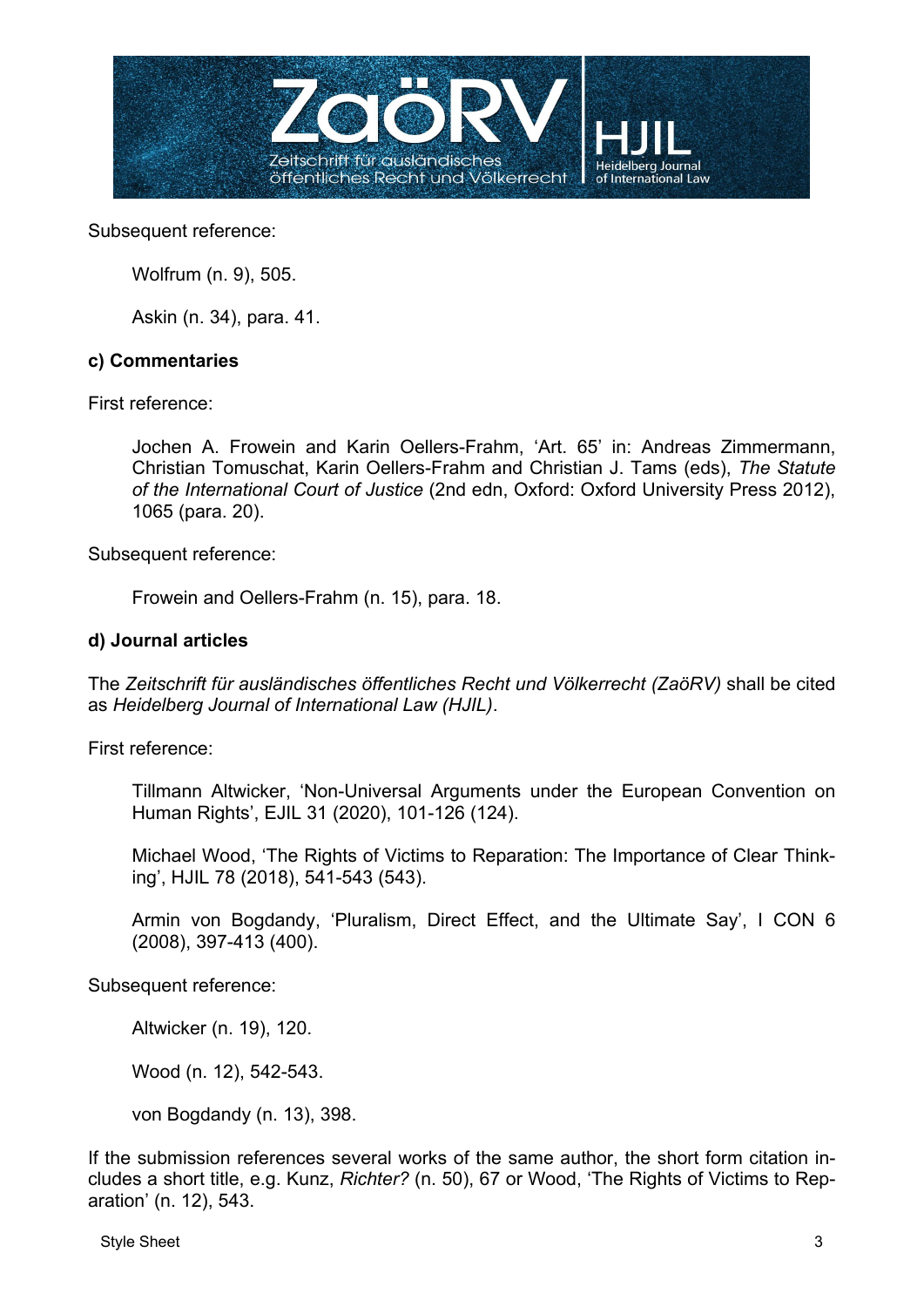Subsequent reference:

> Wolfrum (n. 9), 505.
>
> Askin (n. 34), para. 41.

**c) Commentaries**

First reference:

> Jochen A. Frowein and Karin Oellers-Frahm, 'Art. 65' in: Andreas Zimmermann, Christian Tomuschat, Karin Oellers-Frahm and Christian J. Tams (eds), *The Statute of the International Court of Justice* (2nd edn, Oxford: Oxford University Press 2012), 1065 (para. 20).

Subsequent reference:

> Frowein and Oellers-Frahm (n. 15), para. 18.

**d) Journal articles**

The *Zeitschrift für ausländisches öffentliches Recht und Völkerrecht (ZaöRV)* shall be cited as *Heidelberg Journal of International Law (HJIL)*.

First reference:

> Tillmann Altwicker, 'Non-Universal Arguments under the European Convention on Human Rights', EJIL 31 (2020), 101-126 (124).
>
> Michael Wood, 'The Rights of Victims to Reparation: The Importance of Clear Thinking', HJIL 78 (2018), 541-543 (543).
>
> Armin von Bogdandy, 'Pluralism, Direct Effect, and the Ultimate Say', I CON 6 (2008), 397-413 (400).

Subsequent reference:

> Altwicker (n. 19), 120.
>
> Wood (n. 12), 542-543.
>
> von Bogdandy (n. 13), 398.

If the submission references several works of the same author, the short form citation includes a short title, e.g. Kunz, *Richter?* (n. 50), 67 or Wood, 'The Rights of Victims to Reparation' (n. 12), 543.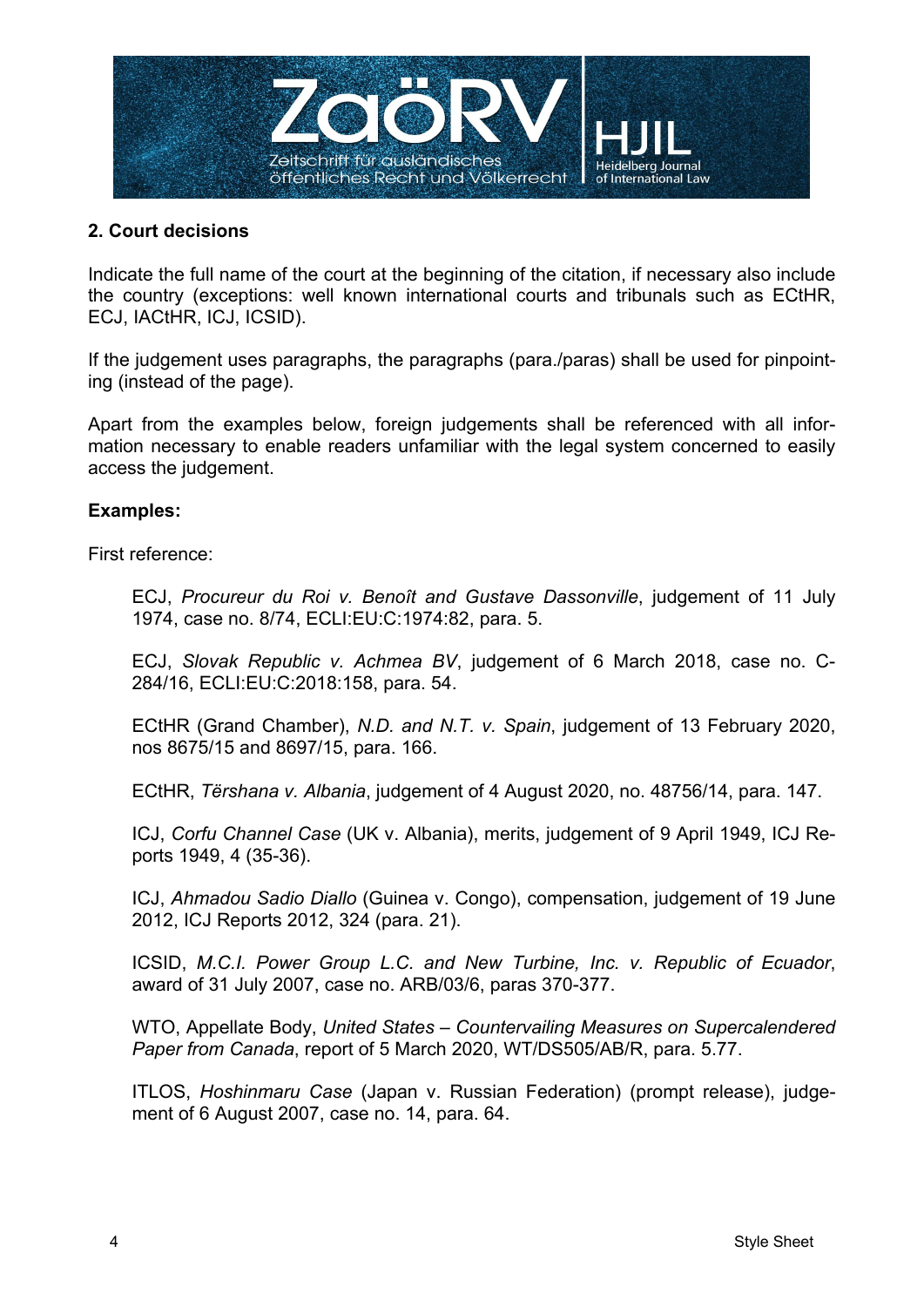## 2. Court decisions

Indicate the full name of the court at the beginning of the citation, if necessary also include the country (exceptions: well known international courts and tribunals such as ECtHR, ECJ, IACtHR, ICJ, ICSID).

If the judgement uses paragraphs, the paragraphs (para./paras) shall be used for pinpointing (instead of the page).

Apart from the examples below, foreign judgements shall be referenced with all information necessary to enable readers unfamiliar with the legal system concerned to easily access the judgement.

**Examples:**

First reference:

> ECJ, *Procureur du Roi v. Benoît and Gustave Dassonville*, judgement of 11 July 1974, case no. 8/74, ECLI:EU:C:1974:82, para. 5.
>
> ECJ, *Slovak Republic v. Achmea BV*, judgement of 6 March 2018, case no. C-284/16, ECLI:EU:C:2018:158, para. 54.
>
> ECtHR (Grand Chamber), *N.D. and N.T. v. Spain*, judgement of 13 February 2020, nos 8675/15 and 8697/15, para. 166.
>
> ECtHR, *Tërshana v. Albania*, judgement of 4 August 2020, no. 48756/14, para. 147.
>
> ICJ, *Corfu Channel Case* (UK v. Albania), merits, judgement of 9 April 1949, ICJ Reports 1949, 4 (35-36).
>
> ICJ, *Ahmadou Sadio Diallo* (Guinea v. Congo), compensation, judgement of 19 June 2012, ICJ Reports 2012, 324 (para. 21).
>
> ICSID, *M.C.I. Power Group L.C. and New Turbine, Inc. v. Republic of Ecuador*, award of 31 July 2007, case no. ARB/03/6, paras 370-377.
>
> WTO, Appellate Body, *United States – Countervailing Measures on Supercalendered Paper from Canada*, report of 5 March 2020, WT/DS505/AB/R, para. 5.77.
>
> ITLOS, *Hoshinmaru Case* (Japan v. Russian Federation) (prompt release), judgement of 6 August 2007, case no. 14, para. 64.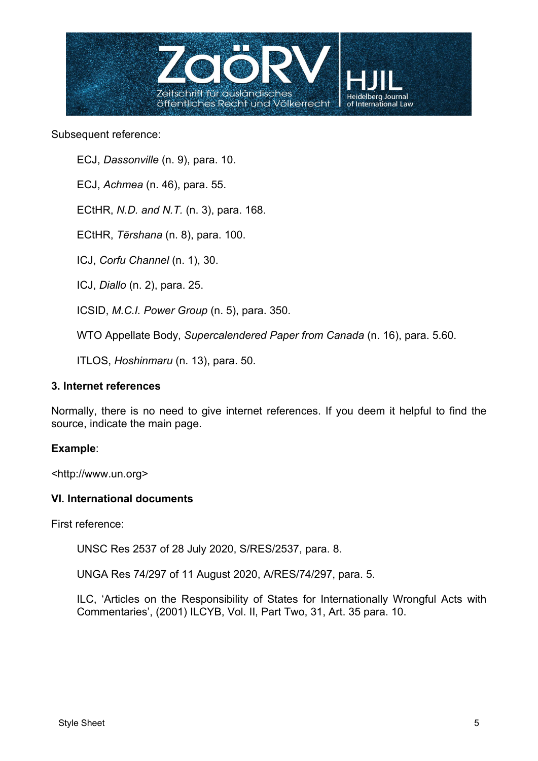Subsequent reference:

ECJ, *Dassonville* (n. 9), para. 10.

ECJ, *Achmea* (n. 46), para. 55.

ECtHR, *N.D. and N.T.* (n. 3), para. 168.

ECtHR, *Tërshana* (n. 8), para. 100.

ICJ, *Corfu Channel* (n. 1), 30.

ICJ, *Diallo* (n. 2), para. 25.

ICSID, *M.C.I. Power Group* (n. 5), para. 350.

WTO Appellate Body, *Supercalendered Paper from Canada* (n. 16), para. 5.60.

ITLOS, *Hoshinmaru* (n. 13), para. 50.

### 3. Internet references

Normally, there is no need to give internet references. If you deem it helpful to find the source, indicate the main page.

**Example**:

<http://www.un.org>

## VI. International documents

First reference:

UNSC Res 2537 of 28 July 2020, S/RES/2537, para. 8.

UNGA Res 74/297 of 11 August 2020, A/RES/74/297, para. 5.

ILC, 'Articles on the Responsibility of States for Internationally Wrongful Acts with Commentaries', (2001) ILCYB, Vol. II, Part Two, 31, Art. 35 para. 10.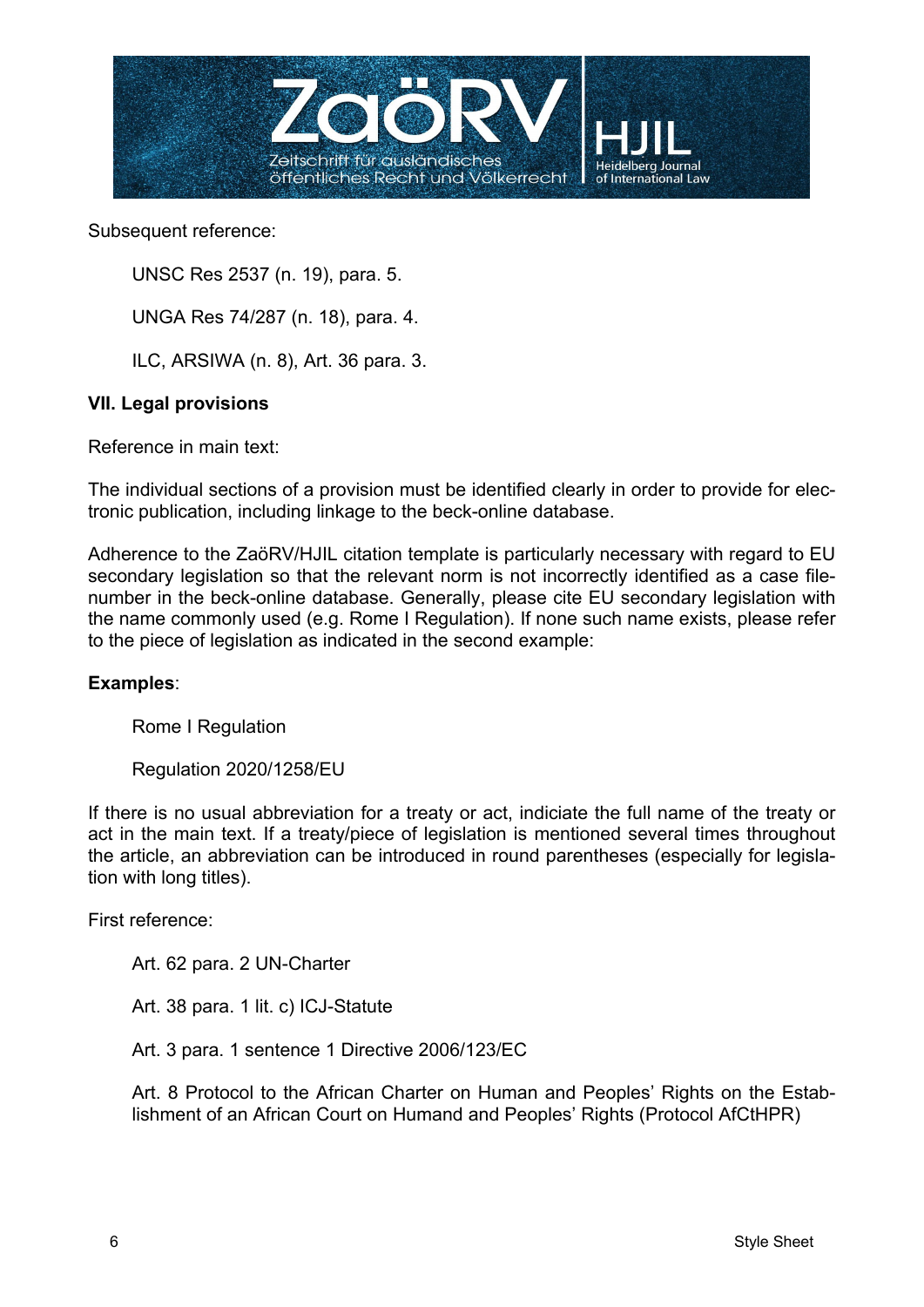Subsequent reference:

UNSC Res 2537 (n. 19), para. 5.

UNGA Res 74/287 (n. 18), para. 4.

ILC, ARSIWA (n. 8), Art. 36 para. 3.

## VII. Legal provisions

Reference in main text:

The individual sections of a provision must be identified clearly in order to provide for electronic publication, including linkage to the beck-online database.

Adherence to the ZaöRV/HJIL citation template is particularly necessary with regard to EU secondary legislation so that the relevant norm is not incorrectly identified as a case file-number in the beck-online database. Generally, please cite EU secondary legislation with the name commonly used (e.g. Rome I Regulation). If none such name exists, please refer to the piece of legislation as indicated in the second example:

**Examples**:

Rome I Regulation

Regulation 2020/1258/EU

If there is no usual abbreviation for a treaty or act, indiciate the full name of the treaty or act in the main text. If a treaty/piece of legislation is mentioned several times throughout the article, an abbreviation can be introduced in round parentheses (especially for legislation with long titles).

First reference:

Art. 62 para. 2 UN-Charter

Art. 38 para. 1 lit. c) ICJ-Statute

Art. 3 para. 1 sentence 1 Directive 2006/123/EC

Art. 8 Protocol to the African Charter on Human and Peoples' Rights on the Establishment of an African Court on Humand and Peoples' Rights (Protocol AfCtHPR)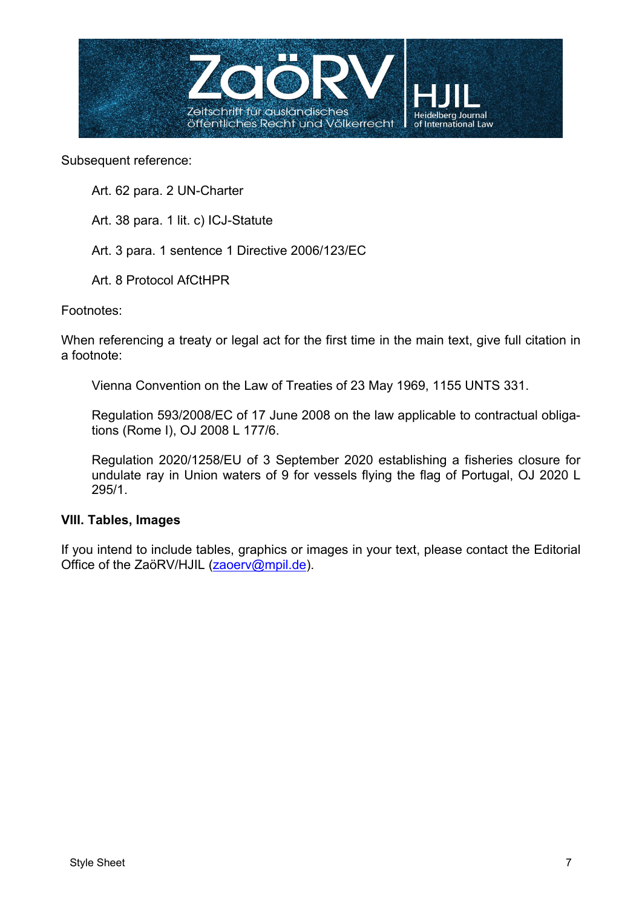Subsequent reference:

Art. 62 para. 2 UN-Charter

Art. 38 para. 1 lit. c) ICJ-Statute

Art. 3 para. 1 sentence 1 Directive 2006/123/EC

Art. 8 Protocol AfCtHPR

Footnotes:

When referencing a treaty or legal act for the first time in the main text, give full citation in a footnote:

Vienna Convention on the Law of Treaties of 23 May 1969, 1155 UNTS 331.

Regulation 593/2008/EC of 17 June 2008 on the law applicable to contractual obligations (Rome I), OJ 2008 L 177/6.

Regulation 2020/1258/EU of 3 September 2020 establishing a fisheries closure for undulate ray in Union waters of 9 for vessels flying the flag of Portugal, OJ 2020 L 295/1.

**VIII. Tables, Images**

If you intend to include tables, graphics or images in your text, please contact the Editorial Office of the ZaöRV/HJIL (zaoerv@mpil.de).